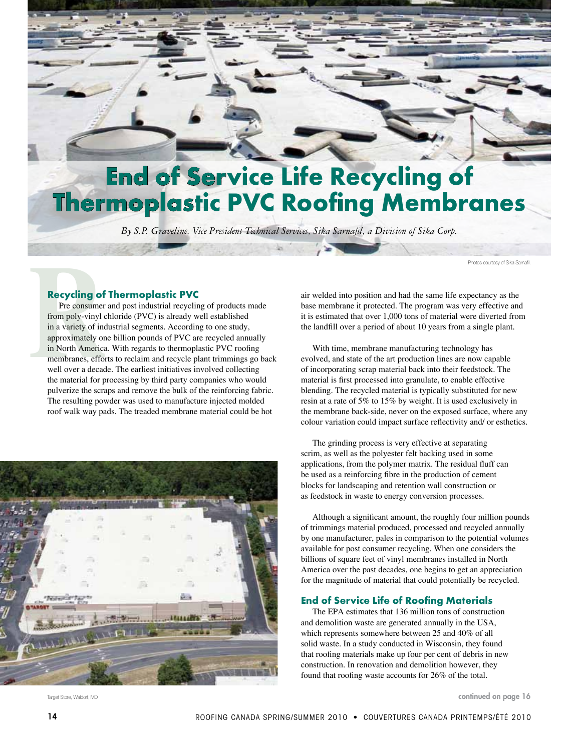# End of Service Life Recycling of Thermoplastic PVC Roofing Membranes

*By S.P. Graveline, Vice President Technical Services, Sika Sarnafil, a Division of Sika Corp.*

Photos courtesy of Sika Sarnafil.

## Recycling of Thermoplastic PVC

Pre consumer and post industrial recycling of products made from poly-vinyl chloride (PVC) is already well established in a variety of industrial segments. According to one study, approximately one billion pounds of PVC are recycled annually in North America. With regards to thermoplastic PVC roofing membranes, efforts to reclaim and recycle plant trimmings go back well over a decade. The earliest initiatives involved collecting the material for processing by third party companies who would pulverize the scraps and remove the bulk of the reinforcing fabric. The resulting powder was used to manufacture injected molded roof walk way pads. The treaded membrane material could be hot air welded into position and had the same life expectancy as the base membrane it protected. The program was very effective and it is estimated that over 1,000 tons of material were diverted from the landfill over a period of about 10 years from a single plant.

With time, membrane manufacturing technology has evolved, and state of the art production lines are now capable of incorporating scrap material back into their feedstock. The material is first processed into granulate, to enable effective blending. The recycled material is typically substituted for new resin at a rate of 5% to 15% by weight. It is used exclusively in the membrane back-side, never on the exposed surface, where any colour variation could impact surface reflectivity and/ or esthetics.

The grinding process is very effective at separating scrim, as well as the polyester felt backing used in some applications, from the polymer matrix. The residual fluff can be used as a reinforcing fibre in the production of cement blocks for landscaping and retention wall construction or as feedstock in waste to energy conversion processes.

Although a significant amount, the roughly four million pounds of trimmings material produced, processed and recycled annually by one manufacturer, pales in comparison to the potential volumes available for post consumer recycling. When one considers the billions of square feet of vinyl membranes installed in North America over the past decades, one begins to get an appreciation for the magnitude of material that could potentially be recycled.

## End of Service Life of Roofing Materials

The EPA estimates that 136 million tons of construction and demolition waste are generated annually in the USA, which represents somewhere between 25 and 40% of all solid waste. In a study conducted in Wisconsin, they found that roofing materials make up four per cent of debris in new construction. In renovation and demolition however, they found that roofing waste accounts for 26% of the total.

Target Store, Waldorf, MD

continued on page 16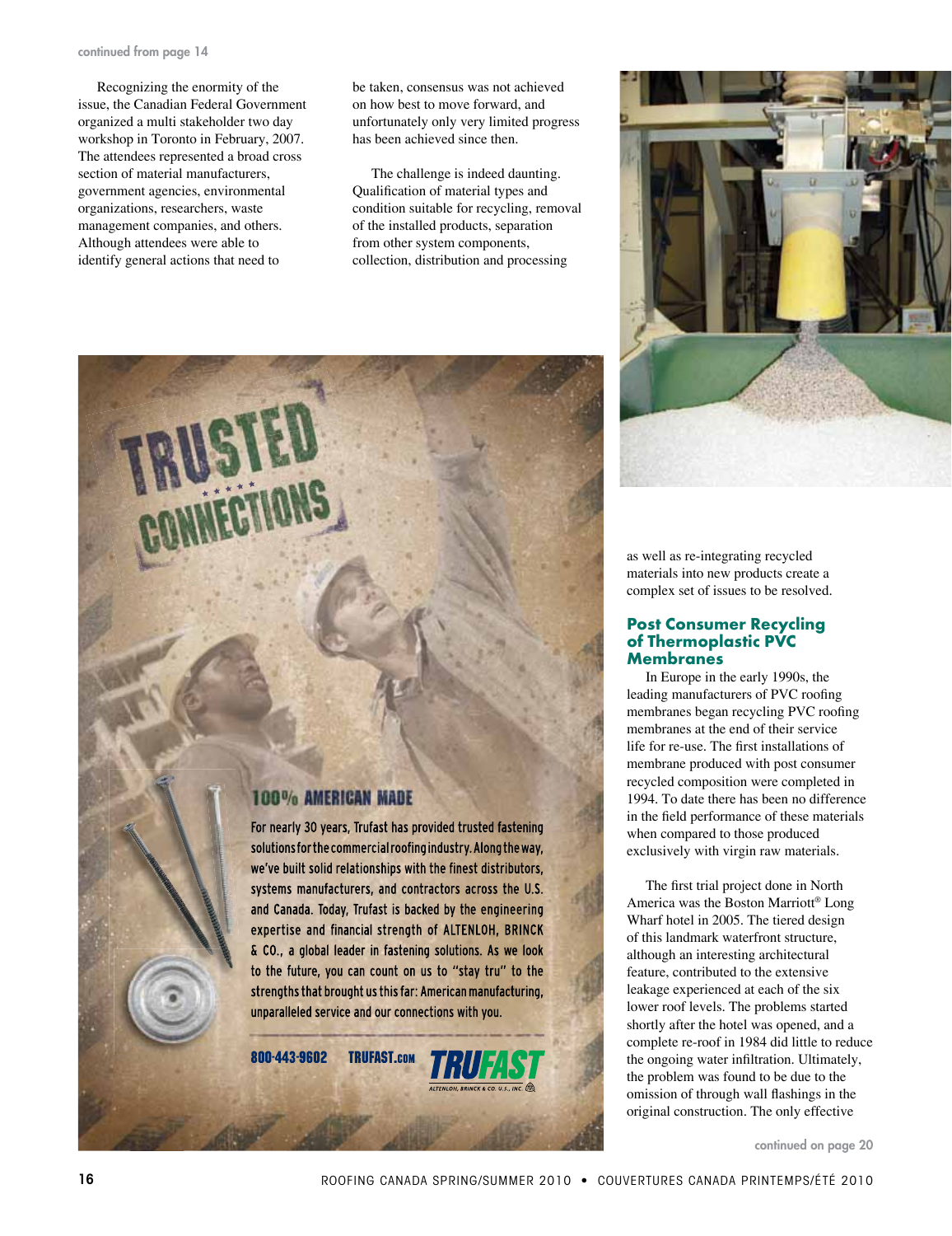continued from page 14

Recognizing the enormity of the issue, the Canadian Federal Government organized a multi stakeholder two day workshop in Toronto in February, 2007. The attendees represented a broad cross section of material manufacturers, government agencies, environmental organizations, researchers, waste management companies, and others. Although attendees were able to identify general actions that need to be taken, consensus was not achieved on how best to move forward, and unfortunately only very limited progress has been achieved since then.

The challenge is indeed daunting. Qualification of material types and condition suitable for recycling, removal of the installed products, separation from other system components, collection, distribution and processing as well as re-integrating recycled materials into new products create a complex set of issues to be resolved.

### Post Consumer Recycling of Thermoplastic PVC Membranes

In Europe in the early 1990s, the leading manufacturers of PVC roofing membranes began recycling PVC roofing membranes at the end of their service life for re-use. The first installations of membrane produced with post consumer recycled composition were completed in 1994. To date there has been no difference in the field performance of these materials when compared to those produced exclusively with virgin raw materials.

The first trial project done in North America was the Boston Marriott® Long Wharf hotel in 2005. The tiered design of this landmark waterfront structure, although an interesting architectural feature, contributed to the extensive leakage experienced at each of the six lower roof levels. The problems started shortly after the hotel was opened, and a complete re-roof in 1984 did little to reduce the ongoing water infiltration. Ultimately, the problem was found to be due to the omission of through wall flashings in the original construction. The only effective

continued on page 20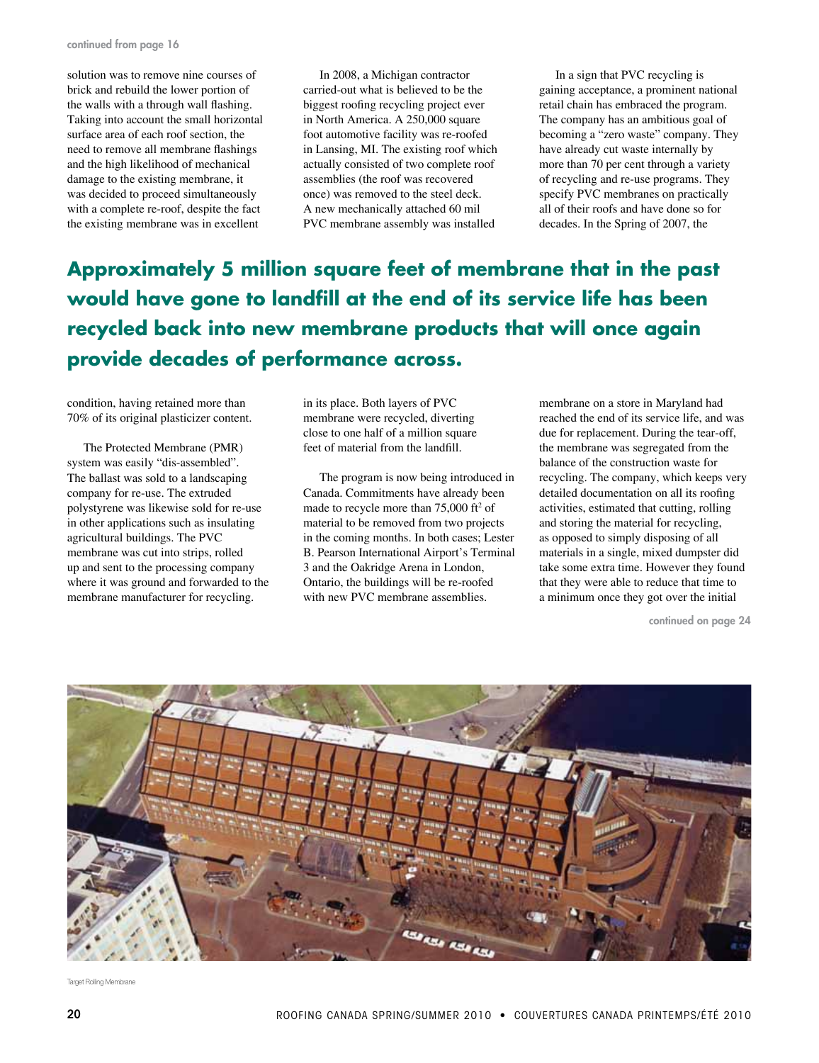continued from page 16

solution was to remove nine courses of brick and rebuild the lower portion of the walls with a through wall flashing. Taking into account the small horizontal surface area of each roof section, the need to remove all membrane flashings and the high likelihood of mechanical damage to the existing membrane, it was decided to proceed simultaneously with a complete re-roof, despite the fact the existing membrane was in excellent condition, having retained more than 70% of its original plasticizer content.

The Protected Membrane (PMR) system was easily "dis-assembled". The ballast was sold to a landscaping company for re-use. The extruded polystyrene was likewise sold for re-use in other applications such as insulating agricultural buildings. The PVC membrane was cut into strips, rolled up and sent to the processing company where it was ground and forwarded to the membrane manufacturer for recycling.

In 2008, a Michigan contractor carried-out what is believed to be the biggest roofing recycling project ever in North America. A 250,000 square foot automotive facility was re-roofed in Lansing, MI. The existing roof which actually consisted of two complete roof assemblies (the roof was recovered once) was removed to the steel deck. A new mechanically attached 60 mil PVC membrane assembly was installed in its place. Both layers of PVC membrane were recycled, diverting close to one half of a million square feet of material from the landfill.

The program is now being introduced in Canada. Commitments have already been made to recycle more than 75,000 ft$^2$ of material to be removed from two projects in the coming months. In both cases; Lester B. Pearson International Airport's Terminal 3 and the Oakridge Arena in London, Ontario, the buildings will be re-roofed with new PVC membrane assemblies.

In a sign that PVC recycling is gaining acceptance, a prominent national retail chain has embraced the program. The company has an ambitious goal of becoming a "zero waste" company. They have already cut waste internally by more than 70 per cent through a variety of recycling and re-use programs. They specify PVC membranes on practically all of their roofs and have done so for decades. In the Spring of 2007, the membrane on a store in Maryland had reached the end of its service life, and was due for replacement. During the tear-off, the membrane was segregated from the balance of the construction waste for recycling. The company, which keeps very detailed documentation on all its roofing activities, estimated that cutting, rolling and storing the material for recycling, as opposed to simply disposing of all materials in a single, mixed dumpster did take some extra time. However they found that they were able to reduce that time to a minimum once they got over the initial

continued on page 24

**Approximately 5 million square feet of membrane that in the past would have gone to landfill at the end of its service life has been recycled back into new membrane products that will once again provide decades of performance across.**

Target Rolling Membrane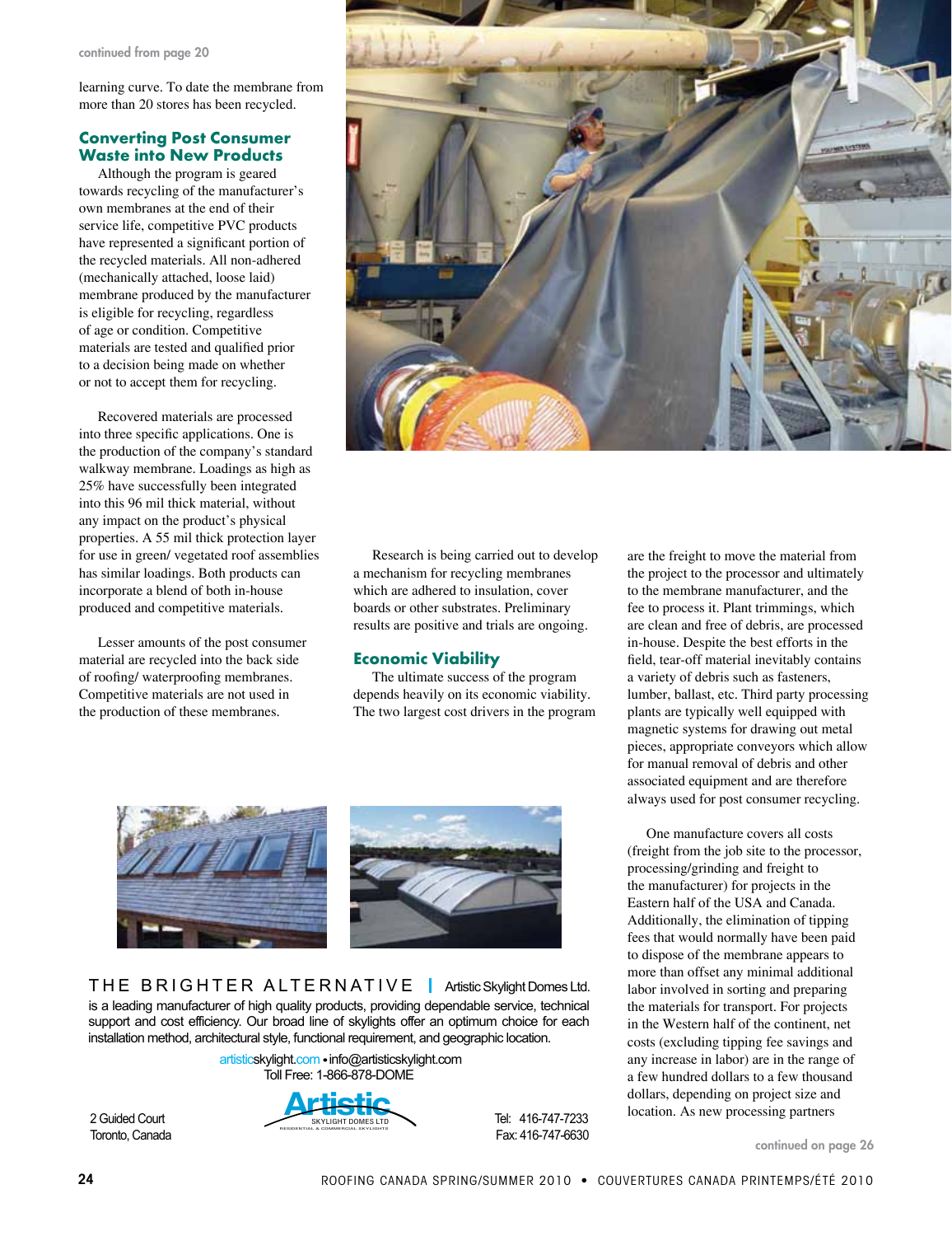continued from page 20

learning curve. To date the membrane from more than 20 stores has been recycled.

## Converting Post Consumer Waste into New Products

Although the program is geared towards recycling of the manufacturer's own membranes at the end of their service life, competitive PVC products have represented a significant portion of the recycled materials. All non-adhered (mechanically attached, loose laid) membrane produced by the manufacturer is eligible for recycling, regardless of age or condition. Competitive materials are tested and qualified prior to a decision being made on whether or not to accept them for recycling.

Recovered materials are processed into three specific applications. One is the production of the company's standard walkway membrane. Loadings as high as 25% have successfully been integrated into this 96 mil thick material, without any impact on the product's physical properties. A 55 mil thick protection layer for use in green/ vegetated roof assemblies has similar loadings. Both products can incorporate a blend of both in-house produced and competitive materials.

Lesser amounts of the post consumer material are recycled into the back side of roofing/ waterproofing membranes. Competitive materials are not used in the production of these membranes.

Research is being carried out to develop a mechanism for recycling membranes which are adhered to insulation, cover boards or other substrates. Preliminary results are positive and trials are ongoing.

## Economic Viability

The ultimate success of the program depends heavily on its economic viability. The two largest cost drivers in the program are the freight to move the material from the project to the processor and ultimately to the membrane manufacturer, and the fee to process it. Plant trimmings, which are clean and free of debris, are processed in-house. Despite the best efforts in the field, tear-off material inevitably contains a variety of debris such as fasteners, lumber, ballast, etc. Third party processing plants are typically well equipped with magnetic systems for drawing out metal pieces, appropriate conveyors which allow for manual removal of debris and other associated equipment and are therefore always used for post consumer recycling.

One manufacture covers all costs (freight from the job site to the processor, processing/grinding and freight to the manufacturer) for projects in the Eastern half of the USA and Canada. Additionally, the elimination of tipping fees that would normally have been paid to dispose of the membrane appears to more than offset any minimal additional labor involved in sorting and preparing the materials for transport. For projects in the Western half of the continent, net costs (excluding tipping fee savings and any increase in labor) are in the range of a few hundred dollars to a few thousand dollars, depending on project size and location. As new processing partners

continued on page 26

THE BRIGHTER ALTERNATIVE | Artistic Skylight Domes Ltd. is a leading manufacturer of high quality products, providing dependable service, technical support and cost efficiency. Our broad line of skylights offer an optimum choice for each installation method, architectural style, functional requirement, and geographic location.

artisticskylight.com • info@artisticskylight.com
Toll Free: 1-866-878-DOME

2 Guided Court
Toronto, Canada

Artistic SKYLIGHT DOMES LTD — RESIDENTIAL & COMMERCIAL SKYLIGHTS

Tel: 416-747-7233
Fax: 416-747-6630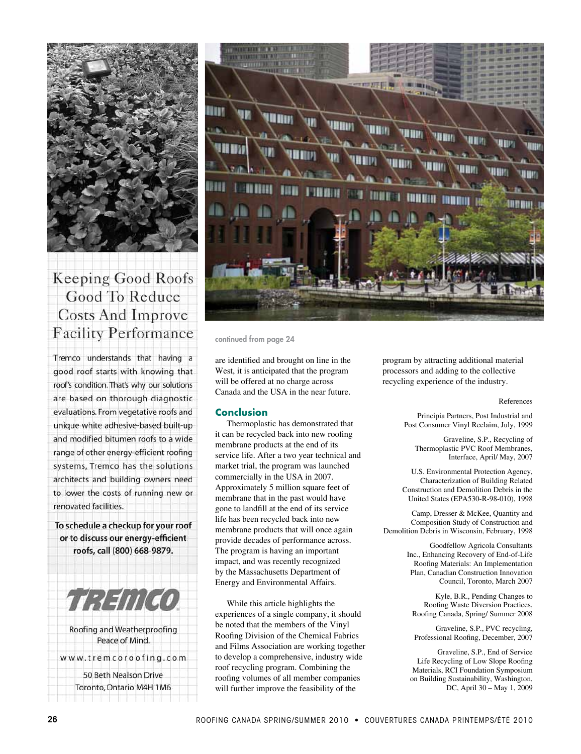## Keeping Good Roofs Good To Reduce Costs And Improve Facility Performance

Tremco understands that having a good roof starts with knowing that roof's condition. That's why our solutions are based on thorough diagnostic evaluations. From vegetative roofs and unique white adhesive-based built-up and modified bitumen roofs to a wide range of other energy-efficient roofing systems, Tremco has the solutions architects and building owners need to lower the costs of running new or renovated facilities.

**To schedule a checkup for your roof or to discuss our energy-efficient roofs, call (800) 668-9879.**

TREMCO

Roofing and Weatherproofing Peace of Mind.

www.tremcoroofing.com

50 Beth Nealson Drive
Toronto, Ontario M4H 1M6

continued from page 24

are identified and brought on line in the West, it is anticipated that the program will be offered at no charge across Canada and the USA in the near future.

## Conclusion

Thermoplastic has demonstrated that it can be recycled back into new roofing membrane products at the end of its service life. After a two year technical and market trial, the program was launched commercially in the USA in 2007. Approximately 5 million square feet of membrane that in the past would have gone to landfill at the end of its service life has been recycled back into new membrane products that will once again provide decades of performance across. The program is having an important impact, and was recently recognized by the Massachusetts Department of Energy and Environmental Affairs.

While this article highlights the experiences of a single company, it should be noted that the members of the Vinyl Roofing Division of the Chemical Fabrics and Films Association are working together to develop a comprehensive, industry wide roof recycling program. Combining the roofing volumes of all member companies will further improve the feasibility of the program by attracting additional material processors and adding to the collective recycling experience of the industry.

References

Principia Partners, Post Industrial and Post Consumer Vinyl Reclaim, July, 1999

Graveline, S.P., Recycling of Thermoplastic PVC Roof Membranes, Interface, April/ May, 2007

U.S. Environmental Protection Agency, Characterization of Building Related Construction and Demolition Debris in the United States (EPA530-R-98-010), 1998

Camp, Dresser & McKee, Quantity and Composition Study of Construction and Demolition Debris in Wisconsin, February, 1998

Goodfellow Agricola Consultants Inc., Enhancing Recovery of End-of-Life Roofing Materials: An Implementation Plan, Canadian Construction Innovation Council, Toronto, March 2007

Kyle, B.R., Pending Changes to Roofing Waste Diversion Practices, Roofing Canada, Spring/ Summer 2008

Graveline, S.P., PVC recycling, Professional Roofing, December, 2007

Graveline, S.P., End of Service Life Recycling of Low Slope Roofing Materials, RCI Foundation Symposium on Building Sustainability, Washington, DC, April 30 – May 1, 2009